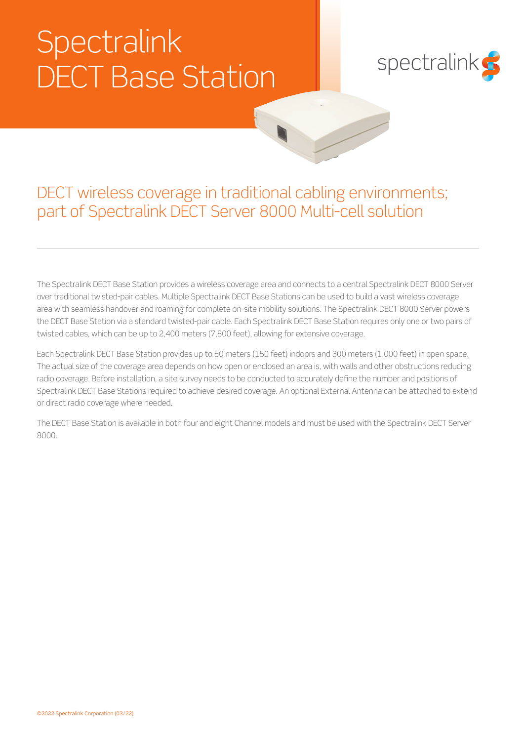# Spectralink DECT Base Station

spectralink

## DECT wireless coverage in traditional cabling environments; part of Spectralink DECT Server 8000 Multi-cell solution

The Spectralink DECT Base Station provides a wireless coverage area and connects to a central Spectralink DECT 8000 Server over traditional twisted-pair cables. Multiple Spectralink DECT Base Stations can be used to build a vast wireless coverage area with seamless handover and roaming for complete on-site mobility solutions. The Spectralink DECT 8000 Server powers the DECT Base Station via a standard twisted-pair cable. Each Spectralink DECT Base Station requires only one or two pairs of twisted cables, which can be up to 2,400 meters (7,800 feet), allowing for extensive coverage.

Each Spectralink DECT Base Station provides up to 50 meters (150 feet) indoors and 300 meters (1,000 feet) in open space. The actual size of the coverage area depends on how open or enclosed an area is, with walls and other obstructions reducing radio coverage. Before installation, a site survey needs to be conducted to accurately define the number and positions of Spectralink DECT Base Stations required to achieve desired coverage. An optional External Antenna can be attached to extend or direct radio coverage where needed.

The DECT Base Station is available in both four and eight Channel models and must be used with the Spectralink DECT Server 8000.

©2022 Spectralink Corporation (03/22)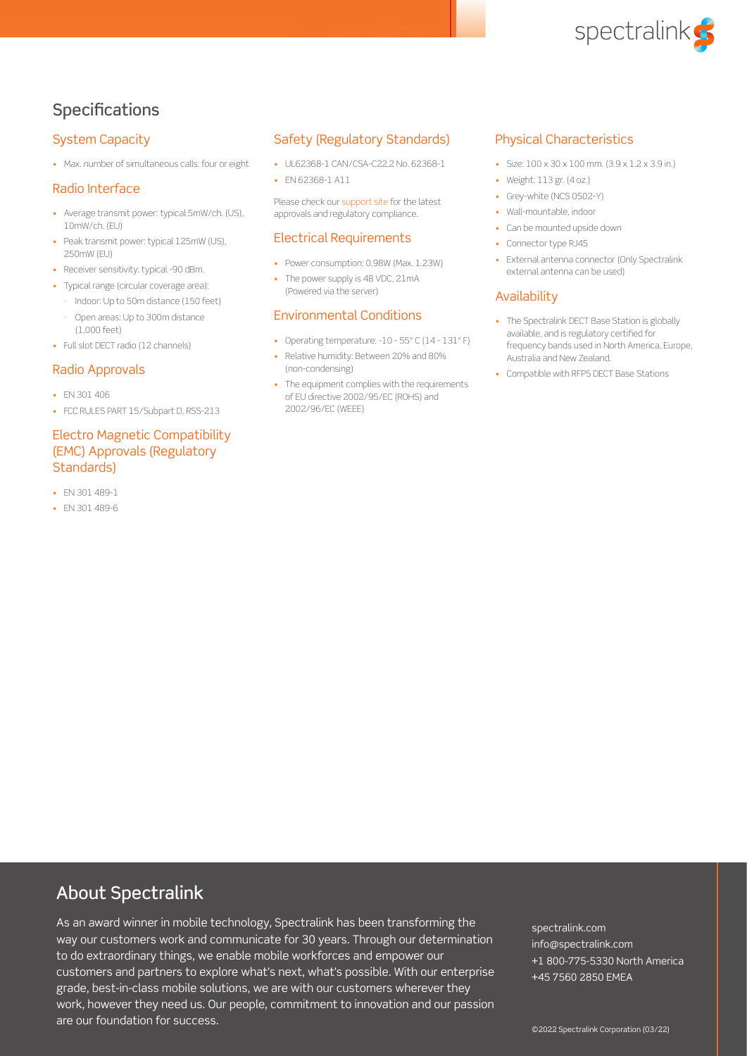# Specifications

## System Capacity

- Max. number of simultaneous calls: four or eight

## Radio Interface

- Average transmit power: typical 5mW/ch. (US), 10mW/ch. (EU)
- Peak transmit power: typical 125mW (US), 250mW (EU)
- Receiver sensitivity: typical -90 dBm.
- Typical range (circular coverage area):
  - Indoor: Up to 50m distance (150 feet)
  - Open areas: Up to 300m distance (1,000 feet)
- Full slot DECT radio (12 channels)

## Radio Approvals

- EN 301 406
- FCC RULES PART 15/Subpart D, RSS-213

## Electro Magnetic Compatibility (EMC) Approvals (Regulatory Standards)

- EN 301 489-1
- EN 301 489-6

## Safety (Regulatory Standards)

- UL62368-1 CAN/CSA-C22.2 No. 62368-1
- EN 62368-1 A11

Please check our support site for the latest approvals and regulatory compliance.

## Electrical Requirements

- Power consumption: 0.98W (Max. 1.23W)
- The power supply is 48 VDC, 21mA (Powered via the server)

## Environmental Conditions

- Operating temperature: -10 - 55° C (14 - 131° F)
- Relative humidity: Between 20% and 80% (non-condensing)
- The equipment complies with the requirements of EU directive 2002/95/EC (ROHS) and 2002/96/EC (WEEE)

## Physical Characteristics

- Size: 100 x 30 x 100 mm. (3.9 x 1.2 x 3.9 in.)
- Weight: 113 gr. (4 oz.)
- Grey-white (NCS 0502-Y)
- Wall-mountable, indoor
- Can be mounted upside down
- Connector type RJ45
- External antenna connector (Only Spectralink external antenna can be used)

## Availability

- The Spectralink DECT Base Station is globally available, and is regulatory certified for frequency bands used in North America, Europe, Australia and New Zealand.
- Compatible with RFP5 DECT Base Stations

## About Spectralink

As an award winner in mobile technology, Spectralink has been transforming the way our customers work and communicate for 30 years. Through our determination to do extraordinary things, we enable mobile workforces and empower our customers and partners to explore what's next, what's possible. With our enterprise grade, best-in-class mobile solutions, we are with our customers wherever they work, however they need us. Our people, commitment to innovation and our passion are our foundation for success.

spectralink.com
info@spectralink.com
+1 800-775-5330 North America
+45 7560 2850 EMEA

©2022 Spectralink Corporation (03/22)